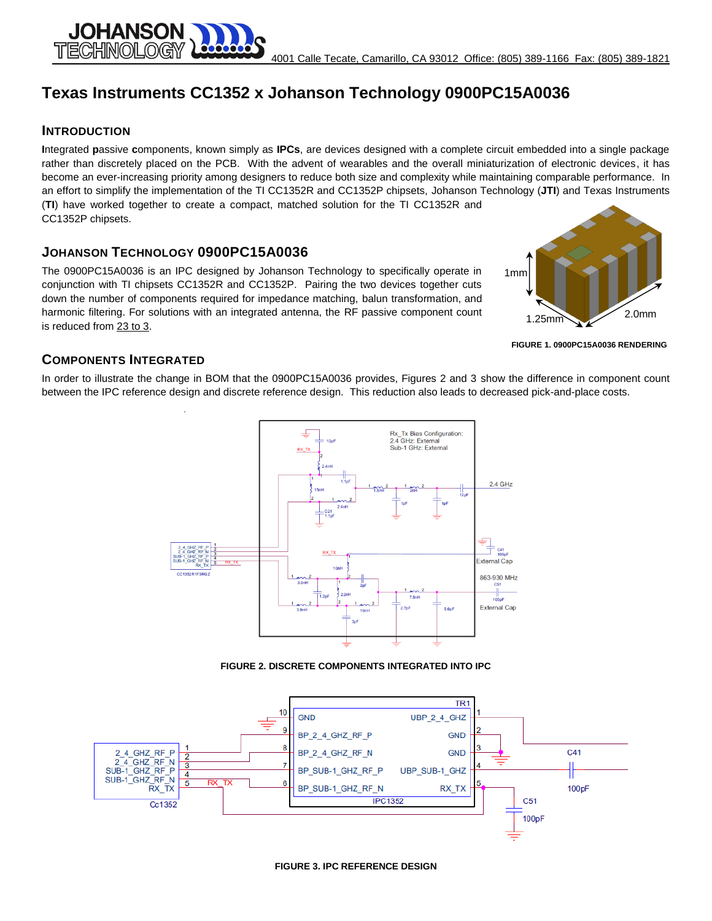# Texas Instruments CC1352 x Johanson Technology 0900PC15A0036

## INTRODUCTION

**I**ntegrated **p**assive **c**omponents, known simply as **IPCs**, are devices designed with a complete circuit embedded into a single package rather than discretely placed on the PCB. With the advent of wearables and the overall miniaturization of electronic devices, it has become an ever-increasing priority among designers to reduce both size and complexity while maintaining comparable performance. In an effort to simplify the implementation of the TI CC1352R and CC1352P chipsets, Johanson Technology (**JTI**) and Texas Instruments (**TI**) have worked together to create a compact, matched solution for the TI CC1352R and CC1352P chipsets.

## JOHANSON TECHNOLOGY 0900PC15A0036

The 0900PC15A0036 is an IPC designed by Johanson Technology to specifically operate in conjunction with TI chipsets CC1352R and CC1352P. Pairing the two devices together cuts down the number of components required for impedance matching, balun transformation, and harmonic filtering. For solutions with an integrated antenna, the RF passive component count is reduced from 23 to 3.

FIGURE 1. 0900PC15A0036 RENDERING

## COMPONENTS INTEGRATED

In order to illustrate the change in BOM that the 0900PC15A0036 provides, Figures 2 and 3 show the difference in component count between the IPC reference design and discrete reference design. This reduction also leads to decreased pick-and-place costs.

FIGURE 2. DISCRETE COMPONENTS INTEGRATED INTO IPC

FIGURE 3. IPC REFERENCE DESIGN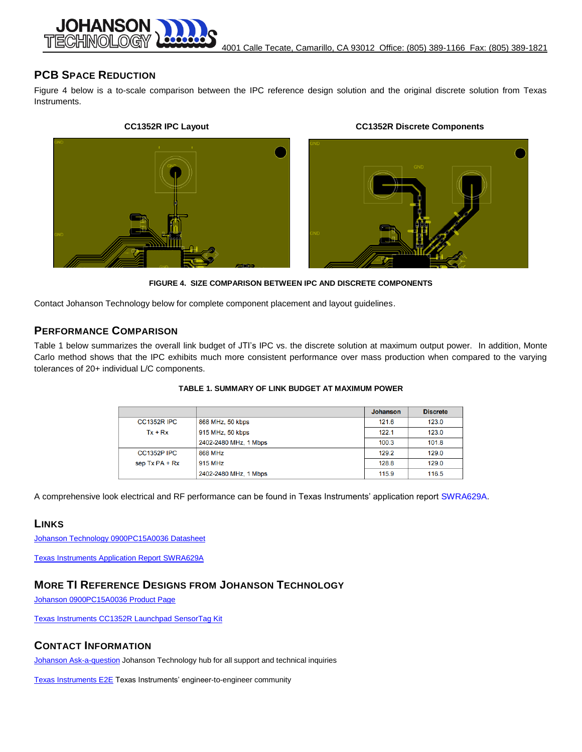## PCB Space Reduction

Figure 4 below is a to-scale comparison between the IPC reference design solution and the original discrete solution from Texas Instruments.

**CC1352R IPC Layout**

**CC1352R Discrete Components**

**FIGURE 4. SIZE COMPARISON BETWEEN IPC AND DISCRETE COMPONENTS**

Contact Johanson Technology below for complete component placement and layout guidelines.

## Performance Comparison

Table 1 below summarizes the overall link budget of JTI's IPC vs. the discrete solution at maximum output power. In addition, Monte Carlo method shows that the IPC exhibits much more consistent performance over mass production when compared to the varying tolerances of 20+ individual L/C components.

**TABLE 1. SUMMARY OF LINK BUDGET AT MAXIMUM POWER**

| | | Johanson | Discrete |
|---|---|---|---|
| CC1352R IPC Tx + Rx | 868 MHz, 50 kbps | 121.6 | 123.0 |
| | 915 MHz, 50 kbps | 122.1 | 123.0 |
| | 2402-2480 MHz, 1 Mbps | 100.3 | 101.8 |
| CC1352P IPC sep Tx PA + Rx | 868 MHz | 129.2 | 129.0 |
| | 915 MHz | 128.8 | 129.0 |
| | 2402-2480 MHz, 1 Mbps | 115.9 | 116.5 |

A comprehensive look electrical and RF performance can be found in Texas Instruments' application report SWRA629A.

## Links

Johanson Technology 0900PC15A0036 Datasheet

Texas Instruments Application Report SWRA629A

## More TI Reference Designs from Johanson Technology

Johanson 0900PC15A0036 Product Page

Texas Instruments CC1352R Launchpad SensorTag Kit

## Contact Information

Johanson Ask-a-question Johanson Technology hub for all support and technical inquiries

Texas Instruments E2E Texas Instruments' engineer-to-engineer community